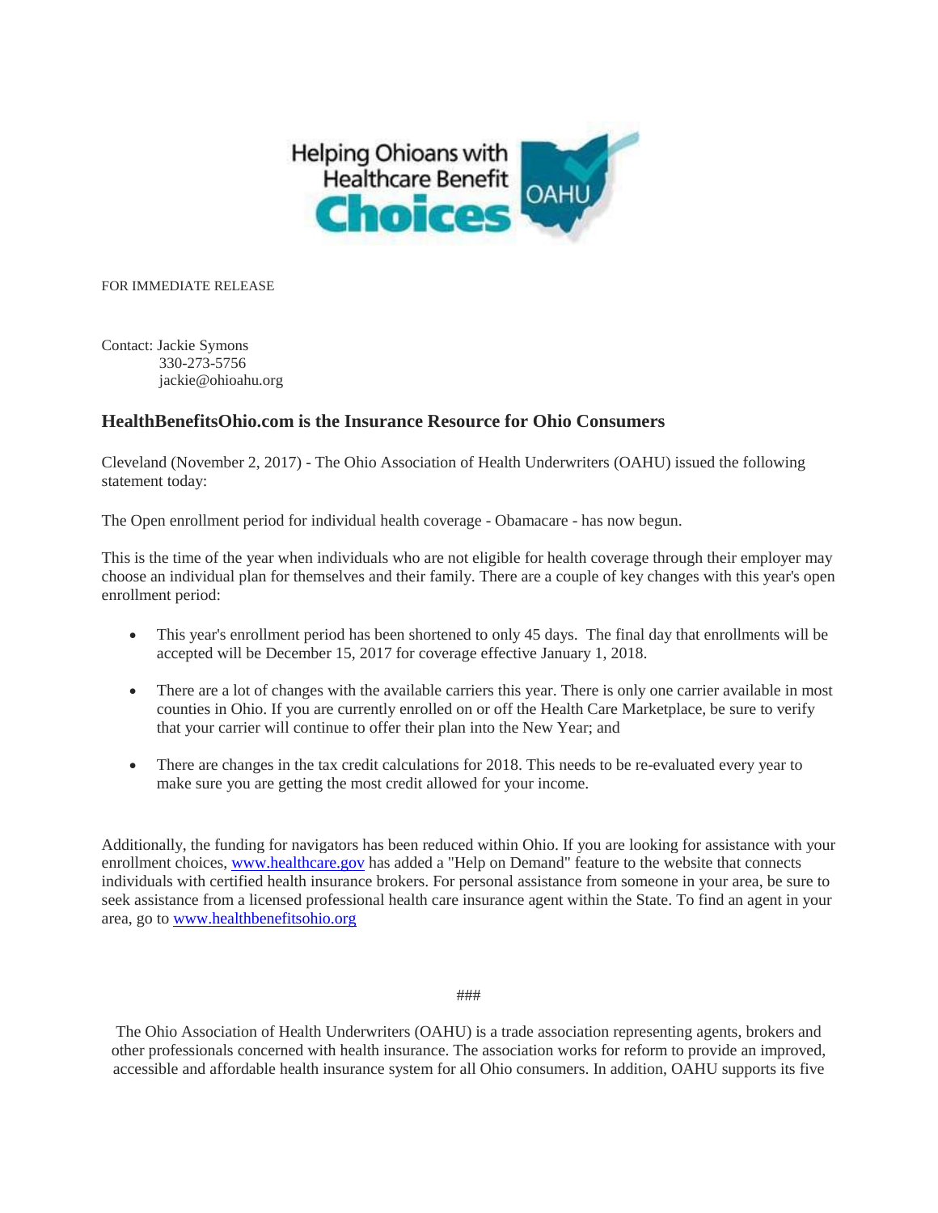Helping Ohioans with Healthcare Benefit **Choices** OAHU

FOR IMMEDIATE RELEASE

Contact: Jackie Symons
330-273-5756
jackie@ohioahu.org

## HealthBenefitsOhio.com is the Insurance Resource for Ohio Consumers

Cleveland (November 2, 2017) - The Ohio Association of Health Underwriters (OAHU) issued the following statement today:

The Open enrollment period for individual health coverage - Obamacare - has now begun.

This is the time of the year when individuals who are not eligible for health coverage through their employer may choose an individual plan for themselves and their family. There are a couple of key changes with this year's open enrollment period:

- This year's enrollment period has been shortened to only 45 days. The final day that enrollments will be accepted will be December 15, 2017 for coverage effective January 1, 2018.
- There are a lot of changes with the available carriers this year. There is only one carrier available in most counties in Ohio. If you are currently enrolled on or off the Health Care Marketplace, be sure to verify that your carrier will continue to offer their plan into the New Year; and
- There are changes in the tax credit calculations for 2018. This needs to be re-evaluated every year to make sure you are getting the most credit allowed for your income.

Additionally, the funding for navigators has been reduced within Ohio. If you are looking for assistance with your enrollment choices, [www.healthcare.gov](http://www.healthcare.gov) has added a "Help on Demand" feature to the website that connects individuals with certified health insurance brokers. For personal assistance from someone in your area, be sure to seek assistance from a licensed professional health care insurance agent within the State. To find an agent in your area, go to [www.healthbenefitsohio.org](http://www.healthbenefitsohio.org)

###

The Ohio Association of Health Underwriters (OAHU) is a trade association representing agents, brokers and other professionals concerned with health insurance. The association works for reform to provide an improved, accessible and affordable health insurance system for all Ohio consumers. In addition, OAHU supports its five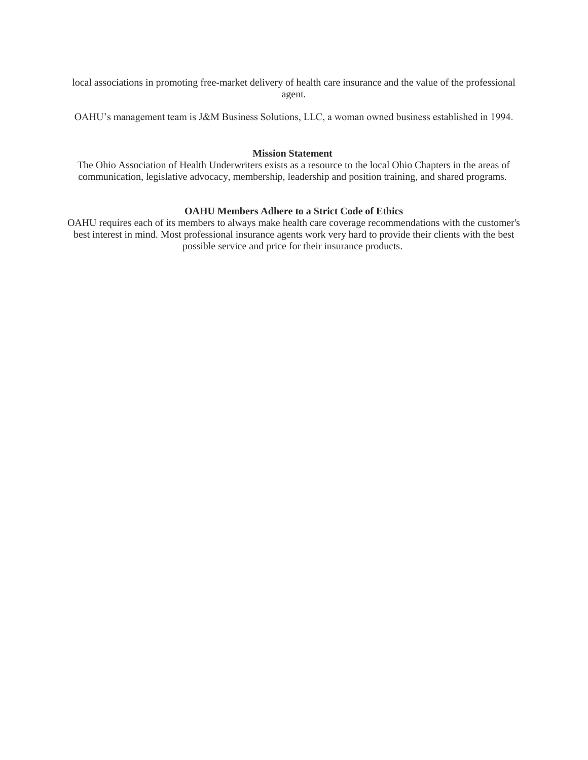local associations in promoting free-market delivery of health care insurance and the value of the professional agent.

OAHU's management team is J&M Business Solutions, LLC, a woman owned business established in 1994.

**Mission Statement**

The Ohio Association of Health Underwriters exists as a resource to the local Ohio Chapters in the areas of communication, legislative advocacy, membership, leadership and position training, and shared programs.

**OAHU Members Adhere to a Strict Code of Ethics**

OAHU requires each of its members to always make health care coverage recommendations with the customer's best interest in mind. Most professional insurance agents work very hard to provide their clients with the best possible service and price for their insurance products.